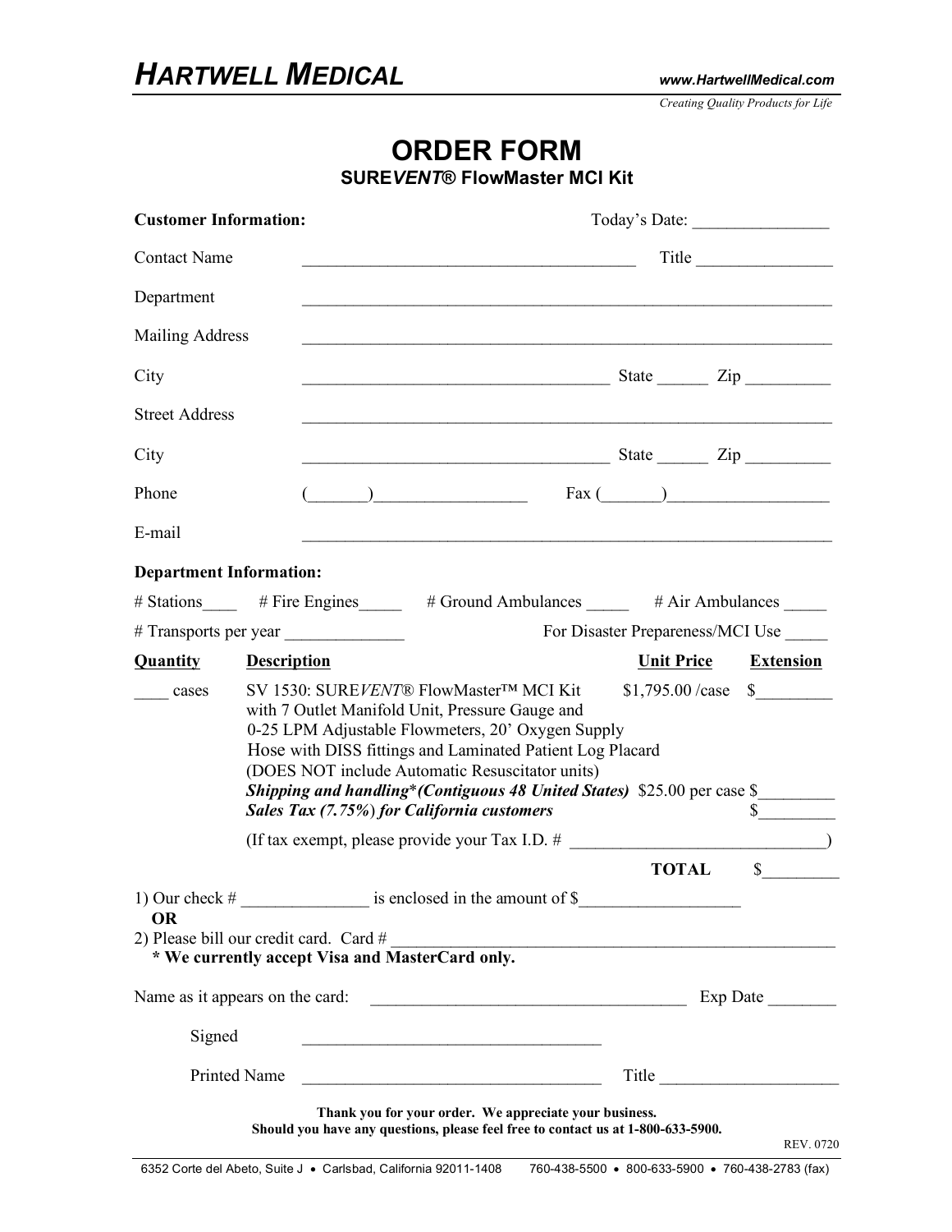# HARTWELL MEDICAL

www.HartwellMedical.com

*Creating Quality Products for Life*

# ORDER FORM

## SURE*VENT*® FlowMaster MCI Kit

**Customer Information:** Today's Date: ________________

Contact Name _______________________________________ Title ________________

Department ______________________________________________________________

Mailing Address ______________________________________________________________

City ___________________________________ State ______ Zip __________

Street Address ______________________________________________________________

City ___________________________________ State ______ Zip __________

Phone (_______)__________________ Fax (_______)___________________

E-mail ______________________________________________________________

**Department Information:**

# Stations____ # Fire Engines_____ # Ground Ambulances _____ # Air Ambulances _____

# Transports per year ______________ For Disaster Prepareness/MCI Use _____

| Quantity | Description | Unit Price | Extension |
|---|---|---|---|
| ____ cases | SV 1530: SURE*VENT*® FlowMaster™ MCI Kit with 7 Outlet Manifold Unit, Pressure Gauge and 0-25 LPM Adjustable Flowmeters, 20' Oxygen Supply Hose with DISS fittings and Laminated Patient Log Placard (DOES NOT include Automatic Resuscitator units) | $1,795.00 /case | $_________ |
| | ***Shipping and handling\*(Contiguous 48 United States)*** | $25.00 per case | $_________ |
| | ***Sales Tax (7.75%) for California customers*** | | $_________ |
| | (If tax exempt, please provide your Tax I.D. # ______________________________) | | |
| | | **TOTAL** | $_________ |

1) Our check # _______________ is enclosed in the amount of $___________________

**OR**

2) Please bill our credit card. Card # ________________________________________________

**\* We currently accept Visa and MasterCard only.**

Name as it appears on the card: _____________________________________ Exp Date ________

Signed ___________________________________

Printed Name ___________________________________ Title ____________________

**Thank you for your order. We appreciate your business.**
**Should you have any questions, please feel free to contact us at 1-800-633-5900.**

REV. 0720

6352 Corte del Abeto, Suite J • Carlsbad, California 92011-1408 760-438-5500 • 800-633-5900 • 760-438-2783 (fax)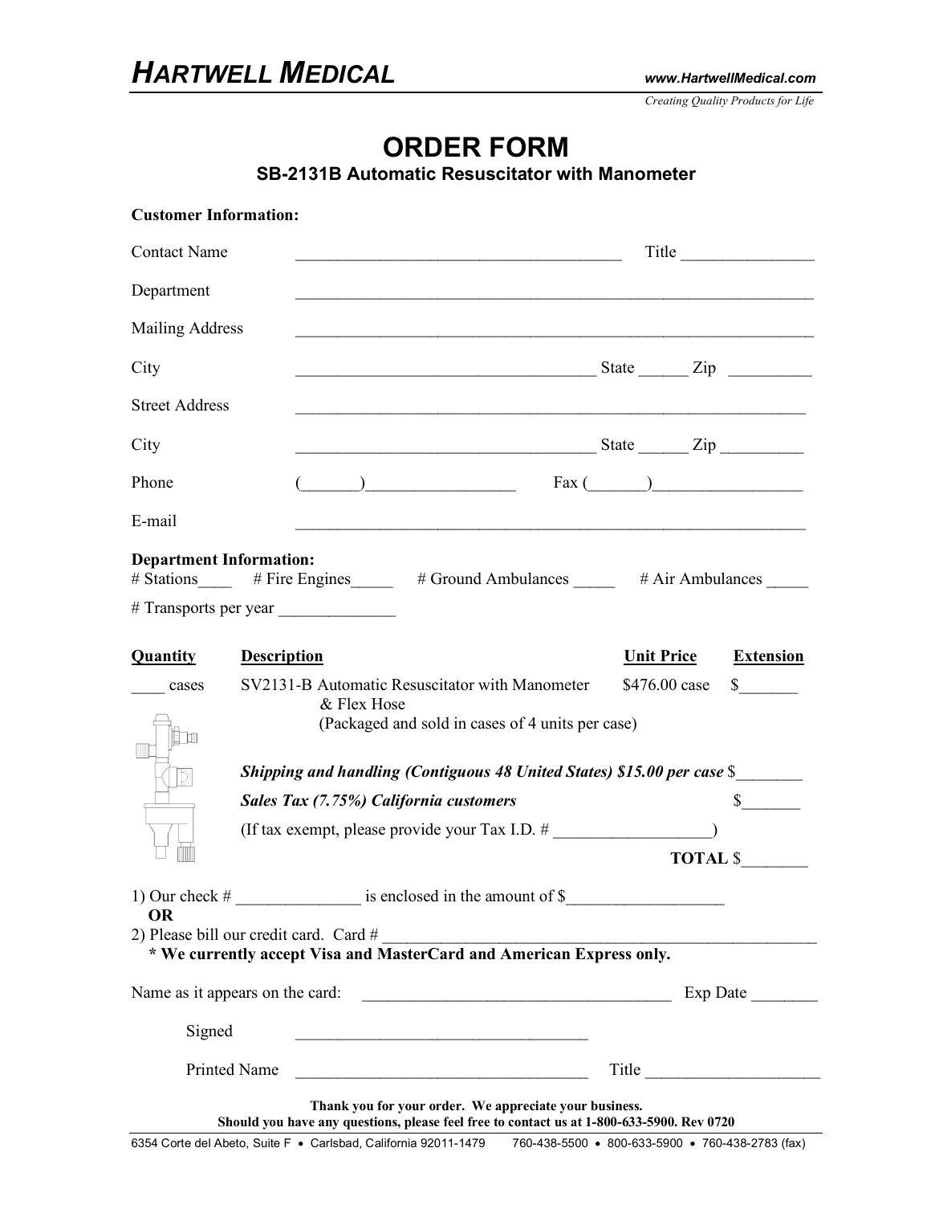# HARTWELL MEDICAL

www.HartwellMedical.com

*Creating Quality Products for Life*

## ORDER FORM

### SB-2131B Automatic Resuscitator with Manometer

**Customer Information:**

Contact Name ______________________________________ Title _______________

Department ____________________________________________________________

Mailing Address ____________________________________________________________

City __________________________________ State ______ Zip _________

Street Address ____________________________________________________________

City __________________________________ State ______ Zip _________

Phone (_______)__________________ Fax (_______)_________________

E-mail ____________________________________________________________

**Department Information:**

\# Stations____ # Fire Engines_____ # Ground Ambulances _____ # Air Ambulances _____

\# Transports per year ______________

| Quantity | Description | Unit Price | Extension |
|---|---|---|---|
| ____ cases | SV2131-B Automatic Resuscitator with Manometer & Flex Hose (Packaged and sold in cases of 4 units per case) | $476.00 case | $_______ |
| | ***Shipping and handling (Contiguous 48 United States) $15.00 per case*** | | $________ |
| | ***Sales Tax (7.75%) California customers*** | | $_______ |
| | (If tax exempt, please provide your Tax I.D. # __________________) | | |
| | | **TOTAL** | $________ |

1) Our check # _______________ is enclosed in the amount of $__________________

**OR**

2) Please bill our credit card. Card # ______________________________________________________

**\* We currently accept Visa and MasterCard and American Express only.**

Name as it appears on the card: ____________________________________ Exp Date ________

Signed __________________________________

Printed Name __________________________________ Title ____________________

**Thank you for your order. We appreciate your business.**

**Should you have any questions, please feel free to contact us at 1-800-633-5900. Rev 0720**

6354 Corte del Abeto, Suite F • Carlsbad, California 92011-1479 760-438-5500 • 800-633-5900 • 760-438-2783 (fax)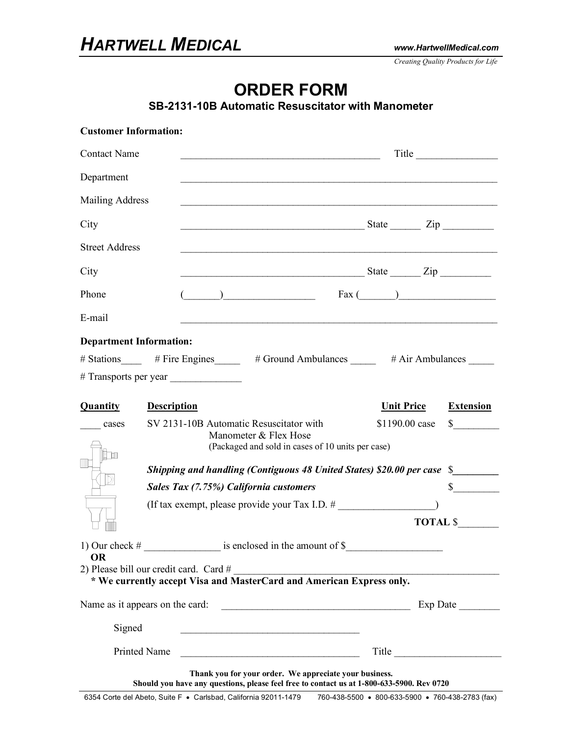# HARTWELL MEDICAL

www.HartwellMedical.com

*Creating Quality Products for Life*

## ORDER FORM

### SB-2131-10B Automatic Resuscitator with Manometer

**Customer Information:**

Contact Name ________________________________________ Title ________________

Department ______________________________________________________________

Mailing Address ______________________________________________________________

City ____________________________________ State ______ Zip __________

Street Address ______________________________________________________________

City ____________________________________ State ______ Zip __________

Phone (_______)__________________ Fax (_______)___________________

E-mail ______________________________________________________________

**Department Information:**

# Stations____ # Fire Engines_____ # Ground Ambulances _____ # Air Ambulances _____

# Transports per year ______________

| **Quantity** | **Description** | **Unit Price** | **Extension** |
|---|---|---|---|
| ____ cases | SV 2131-10B Automatic Resuscitator with Manometer & Flex Hose (Packaged and sold in cases of 10 units per case) | $1190.00 case | $_________ |
| | ***Shipping and handling (Contiguous 48 United States) $20.00 per case*** | | $_________ |
| | ***Sales Tax (7.75%) California customers*** | | $_________ |
| | (If tax exempt, please provide your Tax I.D. # ___________________) | | |
| | | **TOTAL** | $________ |

1) Our check # _______________ is enclosed in the amount of $___________________

**OR**

2) Please bill our credit card. Card # _______________________________________________________

**\* We currently accept Visa and MasterCard and American Express only.**

Name as it appears on the card: ______________________________________ Exp Date ________

Signed ___________________________________

Printed Name ___________________________________ Title _____________________

**Thank you for your order. We appreciate your business.**
**Should you have any questions, please feel free to contact us at 1-800-633-5900. Rev 0720**

6354 Corte del Abeto, Suite F • Carlsbad, California 92011-1479 760-438-5500 • 800-633-5900 • 760-438-2783 (fax)